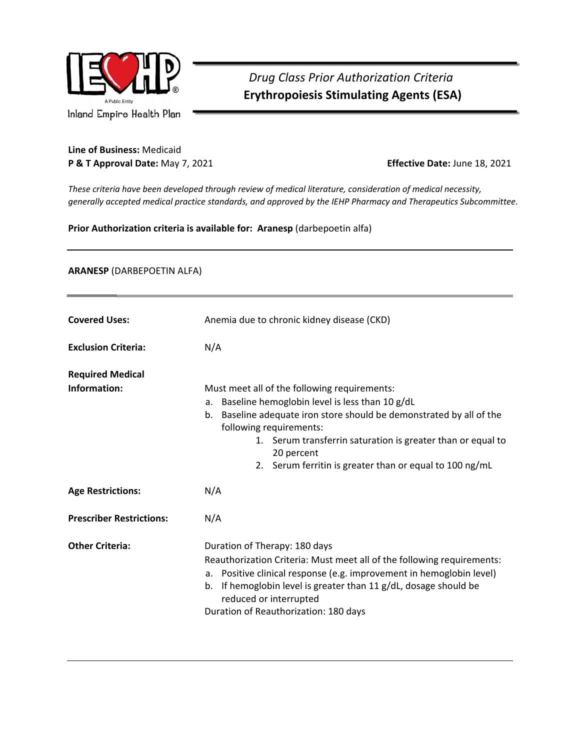Inland Empire Health Plan

# *Drug Class Prior Authorization Criteria*
# **Erythropoiesis Stimulating Agents (ESA)**

**Line of Business:** Medicaid
**P & T Approval Date:** May 7, 2021 **Effective Date:** June 18, 2021

*These criteria have been developed through review of medical literature, consideration of medical necessity, generally accepted medical practice standards, and approved by the IEHP Pharmacy and Therapeutics Subcommittee.*

**Prior Authorization criteria is available for: Aranesp** (darbepoetin alfa)

---

## **ARANESP** (DARBEPOETIN ALFA)

---

**Covered Uses:** Anemia due to chronic kidney disease (CKD)

**Exclusion Criteria:** N/A

**Required Medical Information:** Must meet all of the following requirements:

a. Baseline hemoglobin level is less than 10 g/dL
b. Baseline adequate iron store should be demonstrated by all of the following requirements:
    1. Serum transferrin saturation is greater than or equal to 20 percent
    2. Serum ferritin is greater than or equal to 100 ng/mL

**Age Restrictions:** N/A

**Prescriber Restrictions:** N/A

**Other Criteria:** Duration of Therapy: 180 days

Reauthorization Criteria: Must meet all of the following requirements:

a. Positive clinical response (e.g. improvement in hemoglobin level)
b. If hemoglobin level is greater than 11 g/dL, dosage should be reduced or interrupted

Duration of Reauthorization: 180 days

---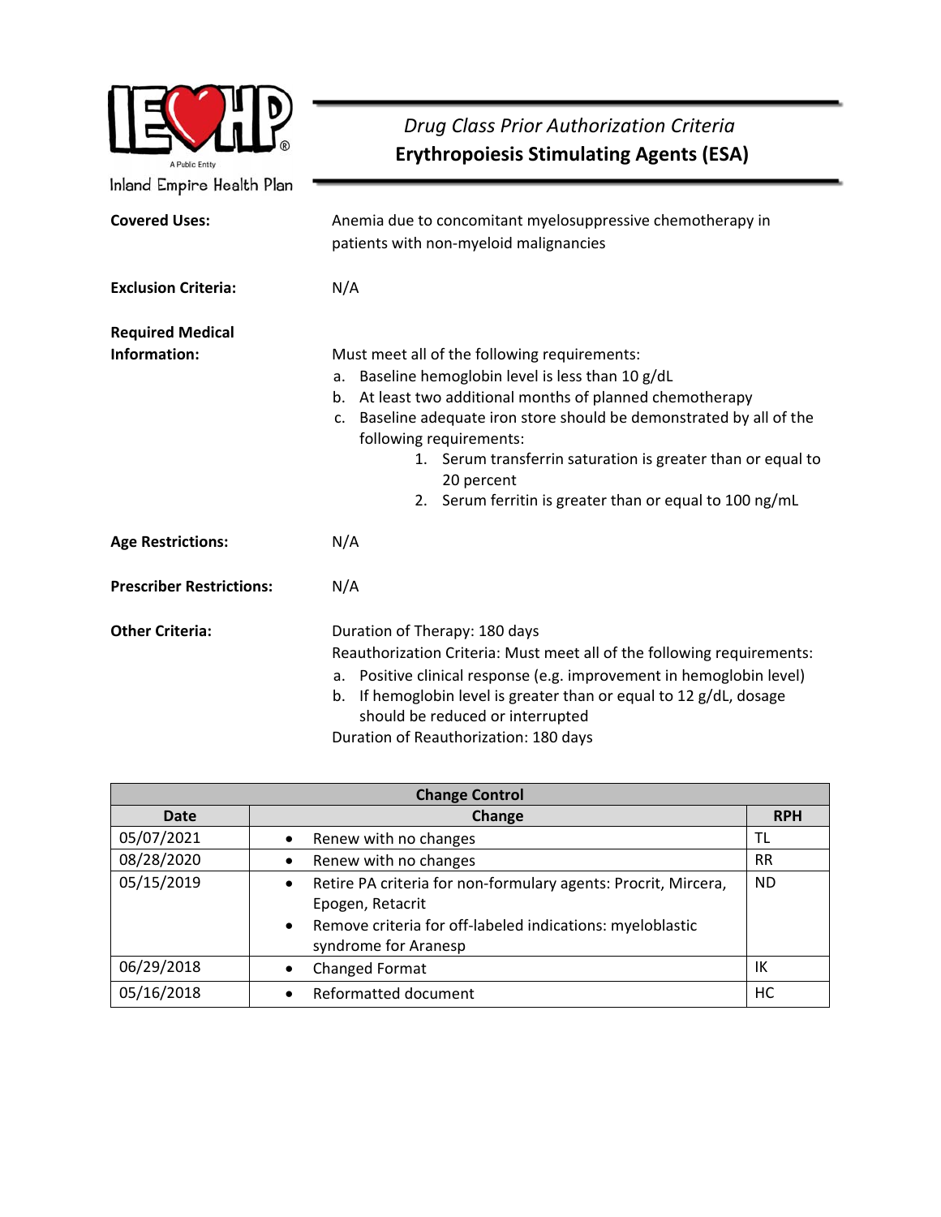*Drug Class Prior Authorization Criteria*
**Erythropoiesis Stimulating Agents (ESA)**

**Covered Uses:** Anemia due to concomitant myelosuppressive chemotherapy in patients with non-myeloid malignancies

**Exclusion Criteria:** N/A

**Required Medical Information:** Must meet all of the following requirements:

a. Baseline hemoglobin level is less than 10 g/dL
b. At least two additional months of planned chemotherapy
c. Baseline adequate iron store should be demonstrated by all of the following requirements:
    1. Serum transferrin saturation is greater than or equal to 20 percent
    2. Serum ferritin is greater than or equal to 100 ng/mL

**Age Restrictions:** N/A

**Prescriber Restrictions:** N/A

**Other Criteria:** Duration of Therapy: 180 days

Reauthorization Criteria: Must meet all of the following requirements:

a. Positive clinical response (e.g. improvement in hemoglobin level)
b. If hemoglobin level is greater than or equal to 12 g/dL, dosage should be reduced or interrupted

Duration of Reauthorization: 180 days

| Change Control | | |
|---|---|---|
| **Date** | **Change** | **RPH** |
| 05/07/2021 | • Renew with no changes | TL |
| 08/28/2020 | • Renew with no changes | RR |
| 05/15/2019 | • Retire PA criteria for non-formulary agents: Procrit, Mircera, Epogen, Retacrit<br>• Remove criteria for off-labeled indications: myeloblastic syndrome for Aranesp | ND |
| 06/29/2018 | • Changed Format | IK |
| 05/16/2018 | • Reformatted document | HC |